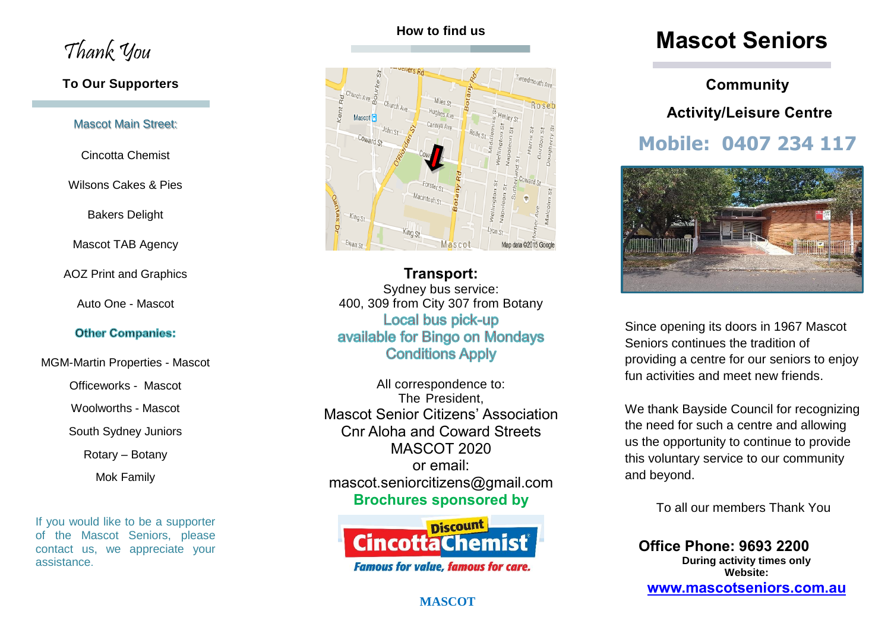# Thank You

**To Our Supporters**

Mascot Main Street:

Cincotta Chemist

Wilsons Cakes & Pies

Bakers Delight

Mascot TAB Agency

AOZ Print and Graphics

Auto One - Mascot

**Other Companies:**

MGM-Martin Properties - Mascot

Officeworks - Mascot

Woolworths - Mascot

South Sydney Juniors

Rotary – Botany

Mok Family

If you would like to be a supporter of the Mascot Seniors, please contact us, we appreciate your assistance.

## How to find us

**Transport:**
Sydney bus service:
400, 309 from City 307 from Botany

Local bus pick-up
available for Bingo on Mondays
Conditions Apply

All correspondence to:
The President,
Mascot Senior Citizens' Association
Cnr Aloha and Coward Streets
MASCOT 2020
or email:
mascot.seniorcitizens@gmail.com

**Brochures sponsored by**

Discount Cincotta Chemist
*Famous for value, famous for care.*

**MASCOT**

# Mascot Seniors

**Community**

**Activity/Leisure Centre**

## Mobile: 0407 234 117

Since opening its doors in 1967 Mascot Seniors continues the tradition of providing a centre for our seniors to enjoy fun activities and meet new friends.

We thank Bayside Council for recognizing the need for such a centre and allowing us the opportunity to continue to provide this voluntary service to our community and beyond.

To all our members Thank You

**Office Phone: 9693 2200**
**During activity times only**
**Website:**
**www.mascotseniors.com.au**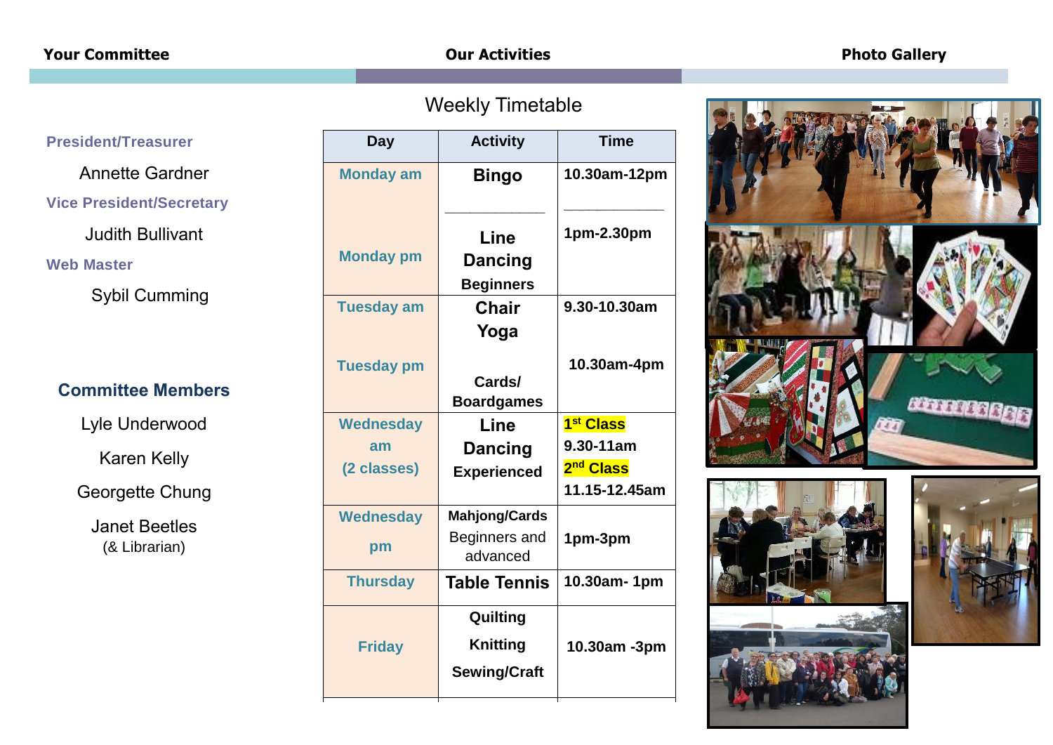**Your Committee** **Our Activities** **Photo Gallery**

**President/Treasurer**

Annette Gardner

**Vice President/Secretary**

Judith Bullivant

**Web Master**

Sybil Cumming

## Committee Members

Lyle Underwood

Karen Kelly

Georgette Chung

Janet Beetles
(& Librarian)

## Weekly Timetable

| Day | Activity | Time |
|---|---|---|
| Monday am | **Bingo** | 10.30am-12pm |
| Monday pm | **Line Dancing** Beginners | 1pm-2.30pm |
| Tuesday am | **Chair Yoga** | 9.30-10.30am |
| Tuesday pm | Cards/ Boardgames | 10.30am-4pm |
| Wednesday am (2 classes) | **Line Dancing** Experienced | 1st Class 9.30-11am; 2nd Class 11.15-12.45am |
| Wednesday pm | Mahjong/Cards Beginners and advanced | 1pm-3pm |
| Thursday | **Table Tennis** | 10.30am- 1pm |
| Friday | Quilting, Knitting, Sewing/Craft | 10.30am -3pm |